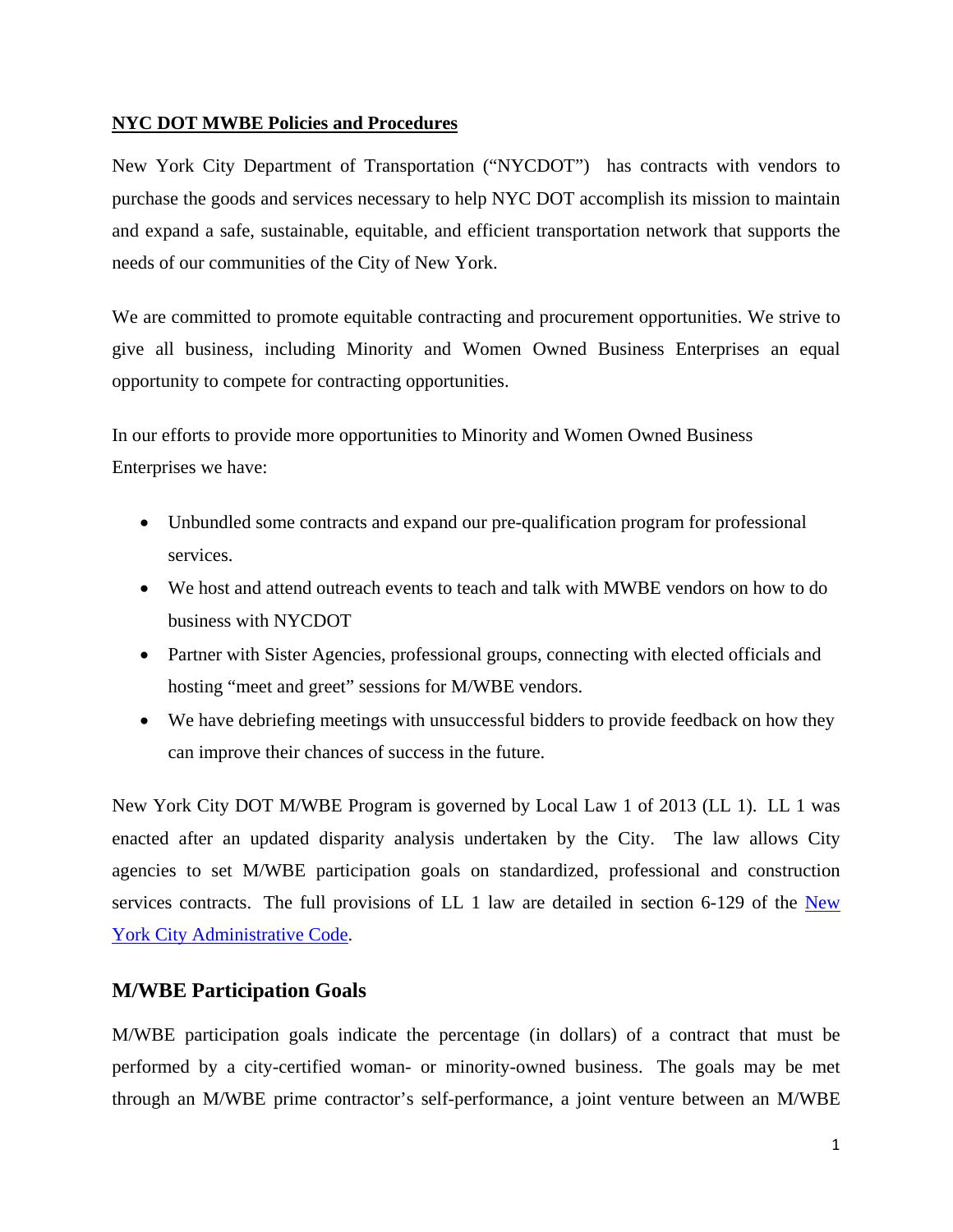**NYC DOT MWBE Policies and Procedures**

New York City Department of Transportation ("NYCDOT") has contracts with vendors to purchase the goods and services necessary to help NYC DOT accomplish its mission to maintain and expand a safe, sustainable, equitable, and efficient transportation network that supports the needs of our communities of the City of New York.

We are committed to promote equitable contracting and procurement opportunities. We strive to give all business, including Minority and Women Owned Business Enterprises an equal opportunity to compete for contracting opportunities.

In our efforts to provide more opportunities to Minority and Women Owned Business Enterprises we have:

- Unbundled some contracts and expand our pre-qualification program for professional services.
- We host and attend outreach events to teach and talk with MWBE vendors on how to do business with NYCDOT
- Partner with Sister Agencies, professional groups, connecting with elected officials and hosting "meet and greet" sessions for M/WBE vendors.
- We have debriefing meetings with unsuccessful bidders to provide feedback on how they can improve their chances of success in the future.

New York City DOT M/WBE Program is governed by Local Law 1 of 2013 (LL 1). LL 1 was enacted after an updated disparity analysis undertaken by the City. The law allows City agencies to set M/WBE participation goals on standardized, professional and construction services contracts. The full provisions of LL 1 law are detailed in section 6-129 of the New York City Administrative Code.

## M/WBE Participation Goals

M/WBE participation goals indicate the percentage (in dollars) of a contract that must be performed by a city-certified woman- or minority-owned business. The goals may be met through an M/WBE prime contractor's self-performance, a joint venture between an M/WBE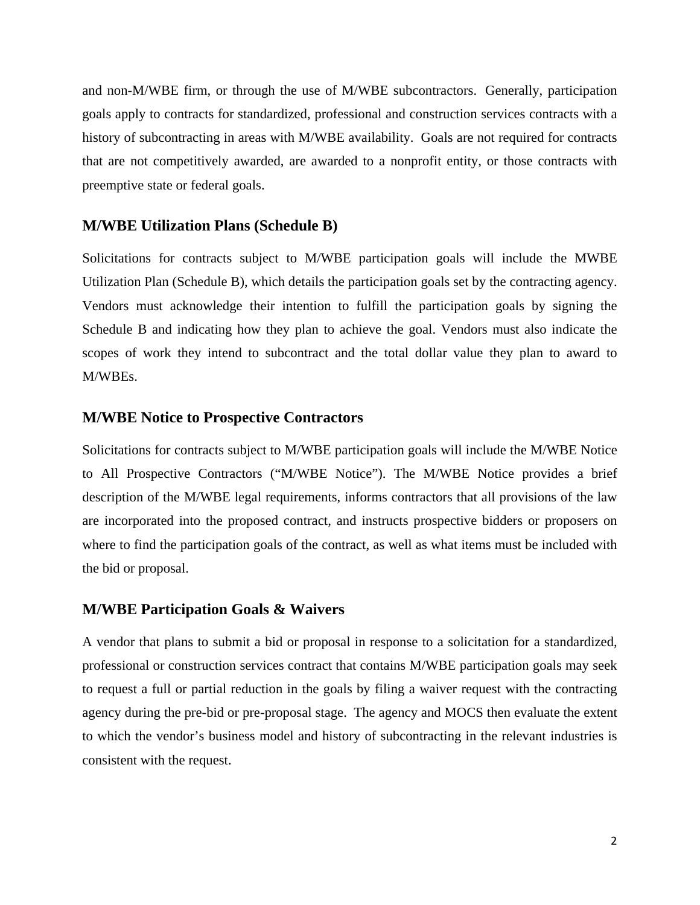and non-M/WBE firm, or through the use of M/WBE subcontractors. Generally, participation goals apply to contracts for standardized, professional and construction services contracts with a history of subcontracting in areas with M/WBE availability. Goals are not required for contracts that are not competitively awarded, are awarded to a nonprofit entity, or those contracts with preemptive state or federal goals.

## M/WBE Utilization Plans (Schedule B)

Solicitations for contracts subject to M/WBE participation goals will include the MWBE Utilization Plan (Schedule B), which details the participation goals set by the contracting agency. Vendors must acknowledge their intention to fulfill the participation goals by signing the Schedule B and indicating how they plan to achieve the goal. Vendors must also indicate the scopes of work they intend to subcontract and the total dollar value they plan to award to M/WBEs.

## M/WBE Notice to Prospective Contractors

Solicitations for contracts subject to M/WBE participation goals will include the M/WBE Notice to All Prospective Contractors ("M/WBE Notice"). The M/WBE Notice provides a brief description of the M/WBE legal requirements, informs contractors that all provisions of the law are incorporated into the proposed contract, and instructs prospective bidders or proposers on where to find the participation goals of the contract, as well as what items must be included with the bid or proposal.

## M/WBE Participation Goals & Waivers

A vendor that plans to submit a bid or proposal in response to a solicitation for a standardized, professional or construction services contract that contains M/WBE participation goals may seek to request a full or partial reduction in the goals by filing a waiver request with the contracting agency during the pre-bid or pre-proposal stage. The agency and MOCS then evaluate the extent to which the vendor's business model and history of subcontracting in the relevant industries is consistent with the request.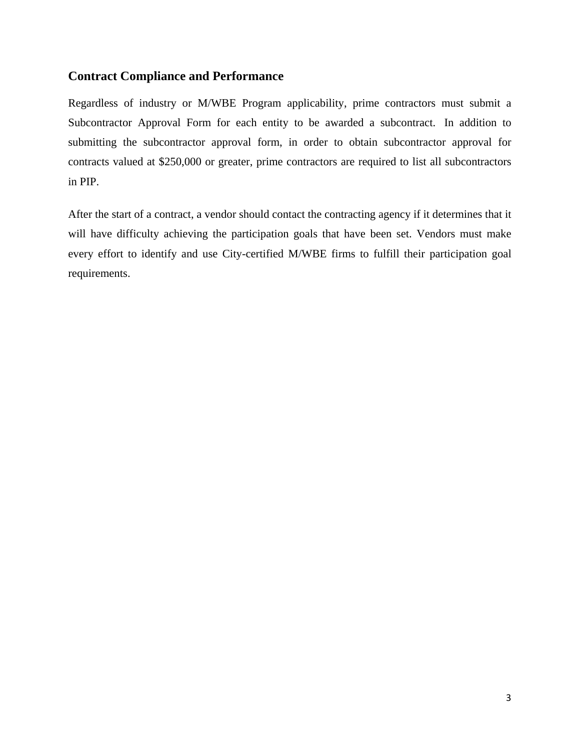## Contract Compliance and Performance

Regardless of industry or M/WBE Program applicability, prime contractors must submit a Subcontractor Approval Form for each entity to be awarded a subcontract. In addition to submitting the subcontractor approval form, in order to obtain subcontractor approval for contracts valued at $250,000 or greater, prime contractors are required to list all subcontractors in PIP.

After the start of a contract, a vendor should contact the contracting agency if it determines that it will have difficulty achieving the participation goals that have been set. Vendors must make every effort to identify and use City-certified M/WBE firms to fulfill their participation goal requirements.